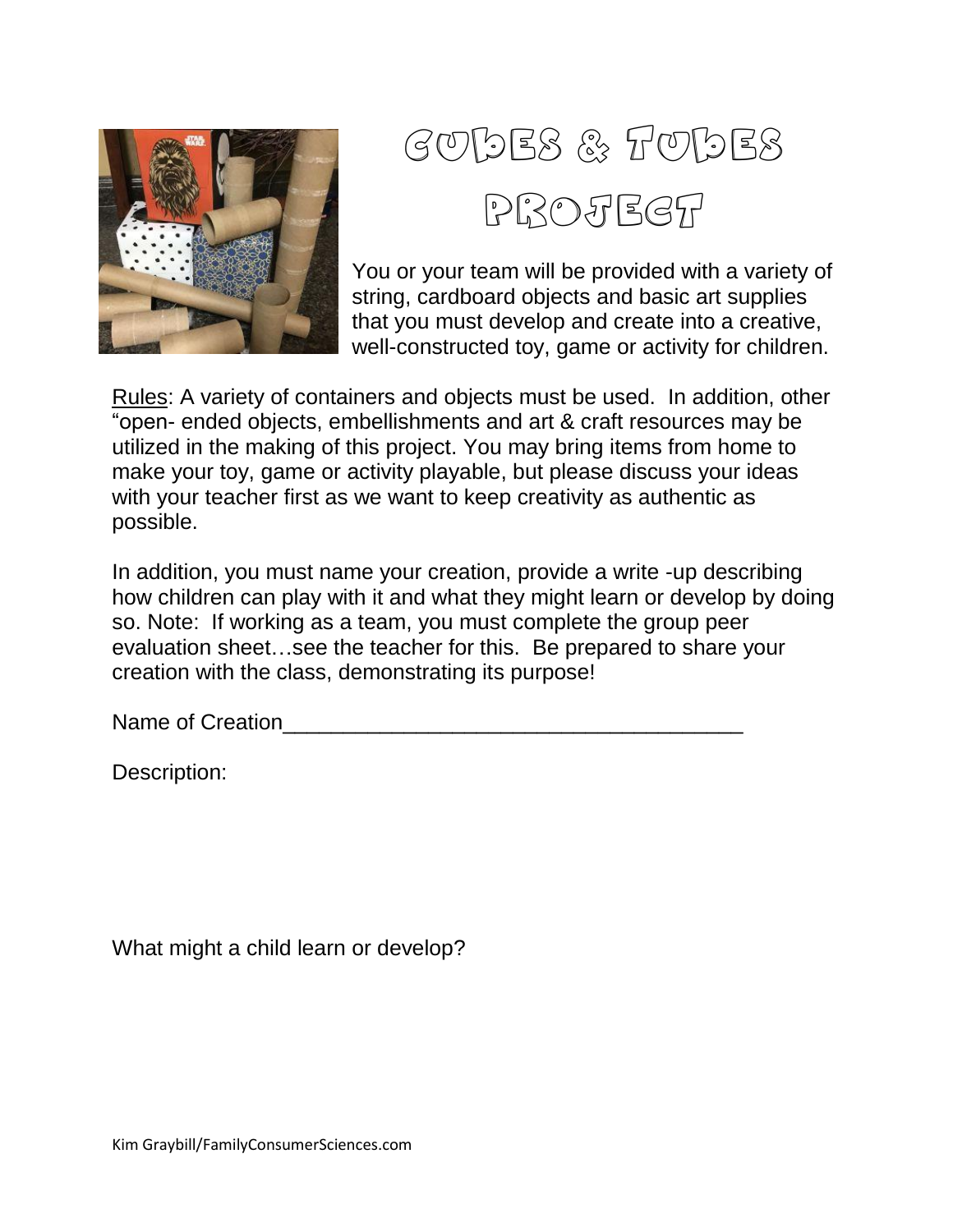# Cubes & Tubes Project

You or your team will be provided with a variety of string, cardboard objects and basic art supplies that you must develop and create into a creative, well-constructed toy, game or activity for children.

<u>Rules</u>: A variety of containers and objects must be used. In addition, other "open- ended objects, embellishments and art & craft resources may be utilized in the making of this project. You may bring items from home to make your toy, game or activity playable, but please discuss your ideas with your teacher first as we want to keep creativity as authentic as possible.

In addition, you must name your creation, provide a write -up describing how children can play with it and what they might learn or develop by doing so. Note: If working as a team, you must complete the group peer evaluation sheet…see the teacher for this. Be prepared to share your creation with the class, demonstrating its purpose!

Name of Creation______________________________________

Description:

What might a child learn or develop?

Kim Graybill/FamilyConsumerSciences.com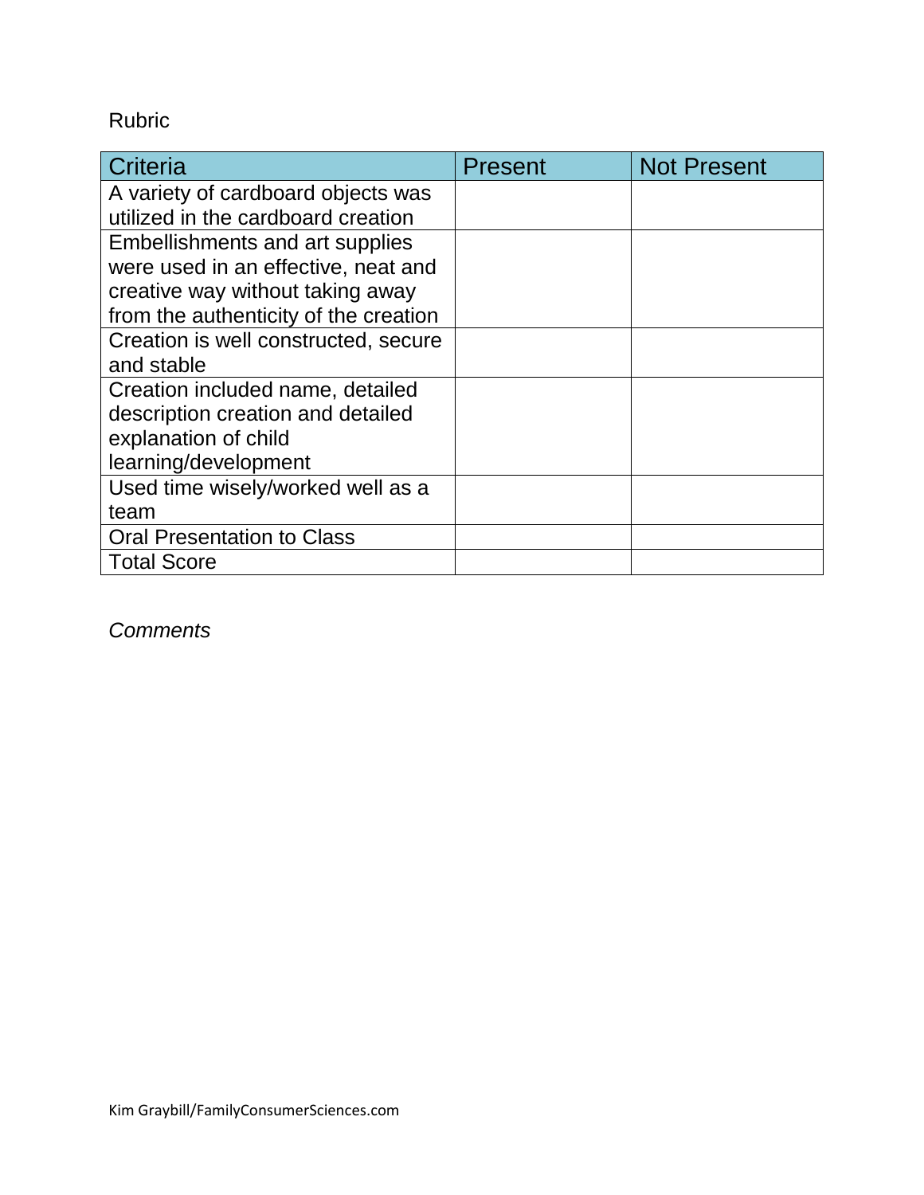Rubric

| Criteria | Present | Not Present |
|---|---|---|
| A variety of cardboard objects was utilized in the cardboard creation | | |
| Embellishments and art supplies were used in an effective, neat and creative way without taking away from the authenticity of the creation | | |
| Creation is well constructed, secure and stable | | |
| Creation included name, detailed description creation and detailed explanation of child learning/development | | |
| Used time wisely/worked well as a team | | |
| Oral Presentation to Class | | |
| Total Score | | |

*Comments*

Kim Graybill/FamilyConsumerSciences.com